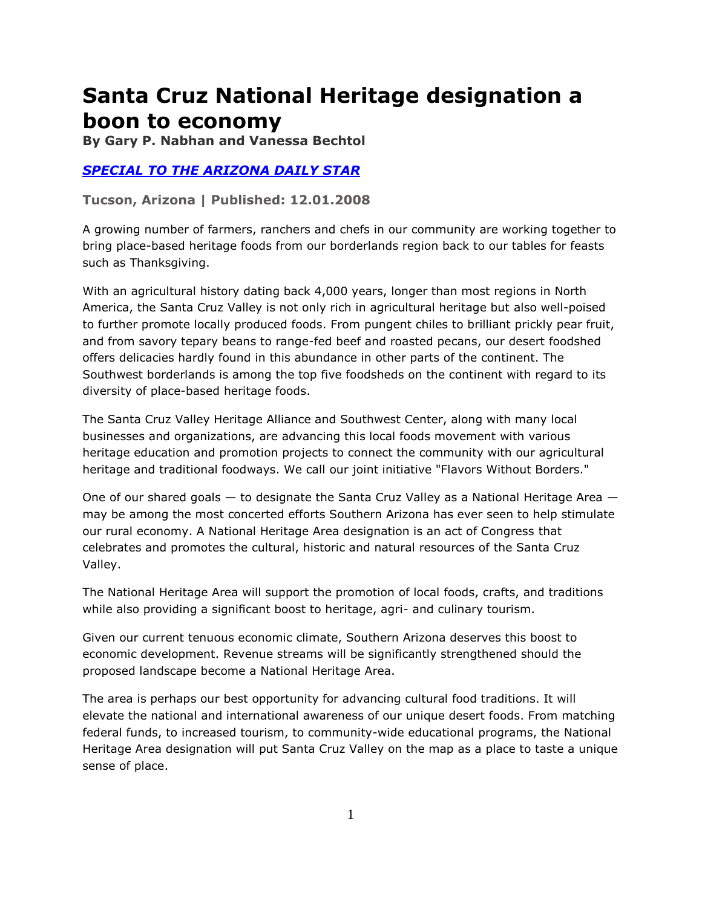# Santa Cruz National Heritage designation a boon to economy

**By Gary P. Nabhan and Vanessa Bechtol**

***SPECIAL TO THE ARIZONA DAILY STAR***

**Tucson, Arizona | Published: 12.01.2008**

A growing number of farmers, ranchers and chefs in our community are working together to bring place-based heritage foods from our borderlands region back to our tables for feasts such as Thanksgiving.

With an agricultural history dating back 4,000 years, longer than most regions in North America, the Santa Cruz Valley is not only rich in agricultural heritage but also well-poised to further promote locally produced foods. From pungent chiles to brilliant prickly pear fruit, and from savory tepary beans to range-fed beef and roasted pecans, our desert foodshed offers delicacies hardly found in this abundance in other parts of the continent. The Southwest borderlands is among the top five foodsheds on the continent with regard to its diversity of place-based heritage foods.

The Santa Cruz Valley Heritage Alliance and Southwest Center, along with many local businesses and organizations, are advancing this local foods movement with various heritage education and promotion projects to connect the community with our agricultural heritage and traditional foodways. We call our joint initiative "Flavors Without Borders."

One of our shared goals — to designate the Santa Cruz Valley as a National Heritage Area — may be among the most concerted efforts Southern Arizona has ever seen to help stimulate our rural economy. A National Heritage Area designation is an act of Congress that celebrates and promotes the cultural, historic and natural resources of the Santa Cruz Valley.

The National Heritage Area will support the promotion of local foods, crafts, and traditions while also providing a significant boost to heritage, agri- and culinary tourism.

Given our current tenuous economic climate, Southern Arizona deserves this boost to economic development. Revenue streams will be significantly strengthened should the proposed landscape become a National Heritage Area.

The area is perhaps our best opportunity for advancing cultural food traditions. It will elevate the national and international awareness of our unique desert foods. From matching federal funds, to increased tourism, to community-wide educational programs, the National Heritage Area designation will put Santa Cruz Valley on the map as a place to taste a unique sense of place.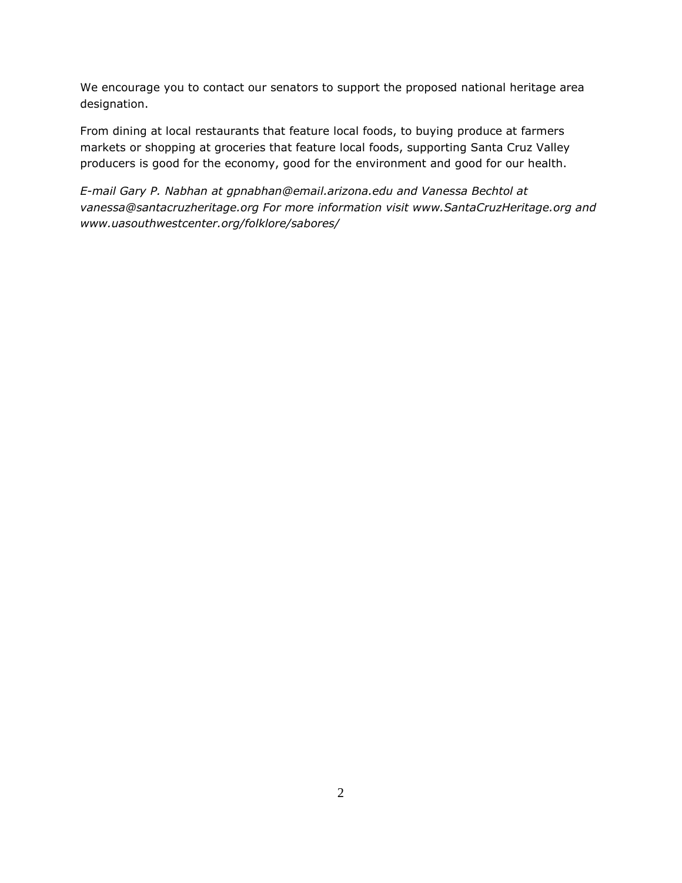We encourage you to contact our senators to support the proposed national heritage area designation.

From dining at local restaurants that feature local foods, to buying produce at farmers markets or shopping at groceries that feature local foods, supporting Santa Cruz Valley producers is good for the economy, good for the environment and good for our health.

*E-mail Gary P. Nabhan at gpnabhan@email.arizona.edu and Vanessa Bechtol at vanessa@santacruzheritage.org For more information visit www.SantaCruzHeritage.org and www.uasouthwestcenter.org/folklore/sabores/*